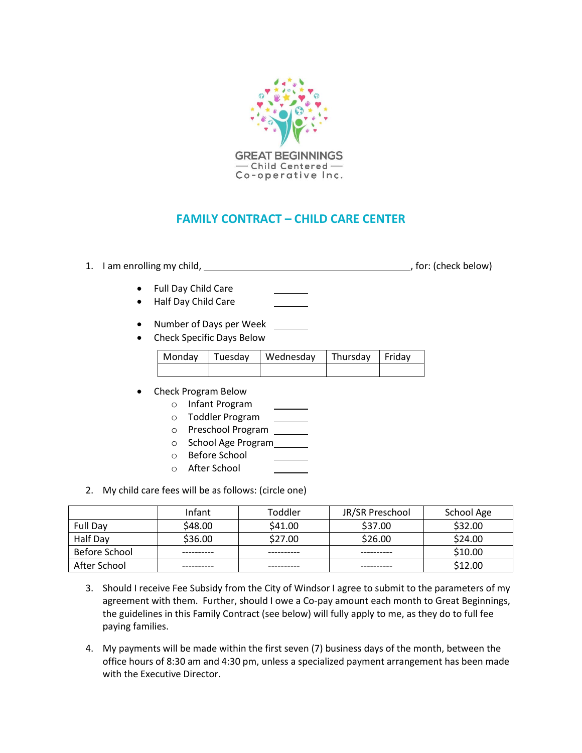GREAT BEGINNINGS
— Child Centered —
Co-operative Inc.

# FAMILY CONTRACT – CHILD CARE CENTER

1. I am enrolling my child, ________________________________________, for: (check below)

   - Full Day Child Care _______
   - Half Day Child Care _______
   - Number of Days per Week _______
   - Check Specific Days Below

   | Monday | Tuesday | Wednesday | Thursday | Friday |
   | --- | --- | --- | --- | --- |
   | | | | | |

   - Check Program Below
     - Infant Program _______
     - Toddler Program _______
     - Preschool Program _______
     - School Age Program _______
     - Before School _______
     - After School _______

2. My child care fees will be as follows: (circle one)

| | Infant | Toddler | JR/SR Preschool | School Age |
| --- | --- | --- | --- | --- |
| Full Day | $48.00 | $41.00 | $37.00 | $32.00 |
| Half Day | $36.00 | $27.00 | $26.00 | $24.00 |
| Before School | ---------- | ---------- | ---------- | $10.00 |
| After School | ---------- | ---------- | ---------- | $12.00 |

3. Should I receive Fee Subsidy from the City of Windsor I agree to submit to the parameters of my agreement with them. Further, should I owe a Co-pay amount each month to Great Beginnings, the guidelines in this Family Contract (see below) will fully apply to me, as they do to full fee paying families.

4. My payments will be made within the first seven (7) business days of the month, between the office hours of 8:30 am and 4:30 pm, unless a specialized payment arrangement has been made with the Executive Director.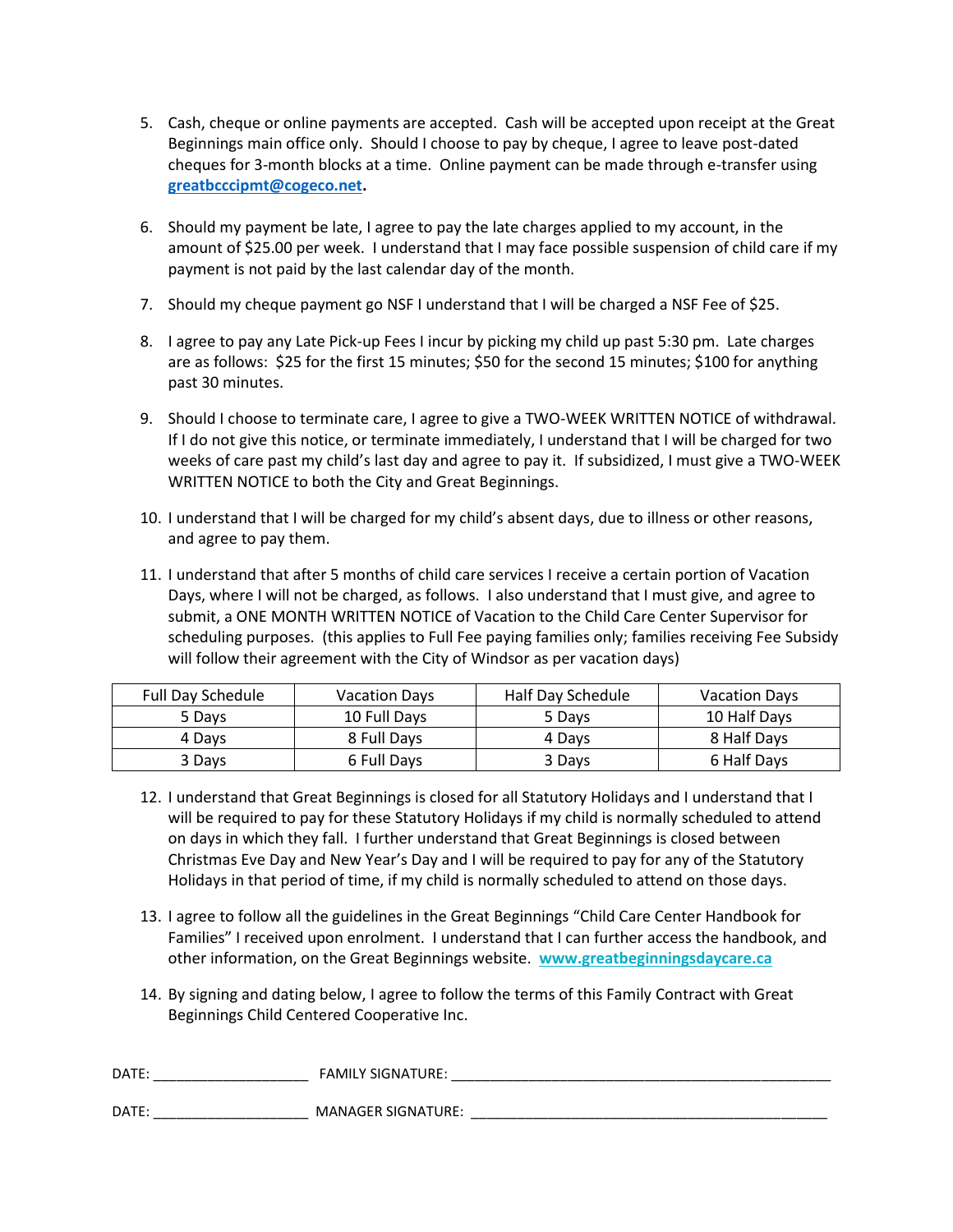5. Cash, cheque or online payments are accepted. Cash will be accepted upon receipt at the Great Beginnings main office only. Should I choose to pay by cheque, I agree to leave post-dated cheques for 3-month blocks at a time. Online payment can be made through e-transfer using **greatbcccipmt@cogeco.net**.

6. Should my payment be late, I agree to pay the late charges applied to my account, in the amount of $25.00 per week. I understand that I may face possible suspension of child care if my payment is not paid by the last calendar day of the month.

7. Should my cheque payment go NSF I understand that I will be charged a NSF Fee of $25.

8. I agree to pay any Late Pick-up Fees I incur by picking my child up past 5:30 pm. Late charges are as follows: $25 for the first 15 minutes; $50 for the second 15 minutes; $100 for anything past 30 minutes.

9. Should I choose to terminate care, I agree to give a TWO-WEEK WRITTEN NOTICE of withdrawal. If I do not give this notice, or terminate immediately, I understand that I will be charged for two weeks of care past my child's last day and agree to pay it. If subsidized, I must give a TWO-WEEK WRITTEN NOTICE to both the City and Great Beginnings.

10. I understand that I will be charged for my child's absent days, due to illness or other reasons, and agree to pay them.

11. I understand that after 5 months of child care services I receive a certain portion of Vacation Days, where I will not be charged, as follows. I also understand that I must give, and agree to submit, a ONE MONTH WRITTEN NOTICE of Vacation to the Child Care Center Supervisor for scheduling purposes. (this applies to Full Fee paying families only; families receiving Fee Subsidy will follow their agreement with the City of Windsor as per vacation days)

| Full Day Schedule | Vacation Days | Half Day Schedule | Vacation Days |
|---|---|---|---|
| 5 Days | 10 Full Days | 5 Days | 10 Half Days |
| 4 Days | 8 Full Days | 4 Days | 8 Half Days |
| 3 Days | 6 Full Days | 3 Days | 6 Half Days |

12. I understand that Great Beginnings is closed for all Statutory Holidays and I understand that I will be required to pay for these Statutory Holidays if my child is normally scheduled to attend on days in which they fall. I further understand that Great Beginnings is closed between Christmas Eve Day and New Year's Day and I will be required to pay for any of the Statutory Holidays in that period of time, if my child is normally scheduled to attend on those days.

13. I agree to follow all the guidelines in the Great Beginnings "Child Care Center Handbook for Families" I received upon enrolment. I understand that I can further access the handbook, and other information, on the Great Beginnings website. **www.greatbeginningsdaycare.ca**

14. By signing and dating below, I agree to follow the terms of this Family Contract with Great Beginnings Child Centered Cooperative Inc.

DATE: ____________________ FAMILY SIGNATURE: __________________________________________________

DATE: ____________________ MANAGER SIGNATURE: ______________________________________________